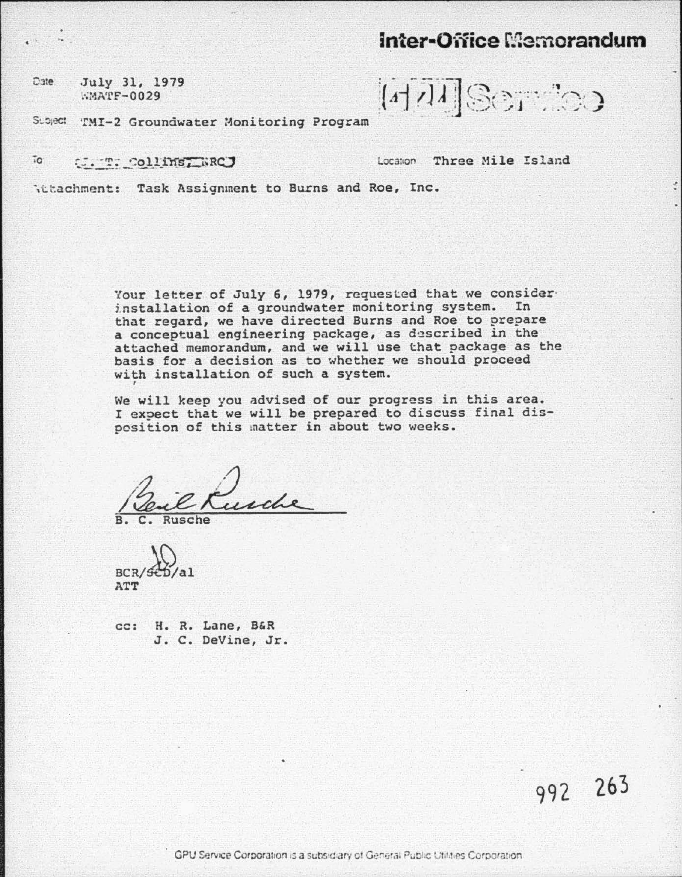# Inter-Office Memorandum

GPU Service

Date: July 31, 1979
WMATF-0029

Subject: TMI-2 Groundwater Monitoring Program

To: C. T. Collins, NRC

Location: Three Mile Island

Attachment: Task Assignment to Burns and Roe, Inc.

Your letter of July 6, 1979, requested that we consider installation of a groundwater monitoring system. In that regard, we have directed Burns and Roe to prepare a conceptual engineering package, as described in the attached memorandum, and we will use that package as the basis for a decision as to whether we should proceed with installation of such a system.

We will keep you advised of our progress in this area. I expect that we will be prepared to discuss final disposition of this matter in about two weeks.

Beil Rusche

B. C. Rusche

BCR/SCD/al
ATT

cc: H. R. Lane, B&R
J. C. DeVine, Jr.

992 263

GPU Service Corporation is a subsidiary of General Public Utilities Corporation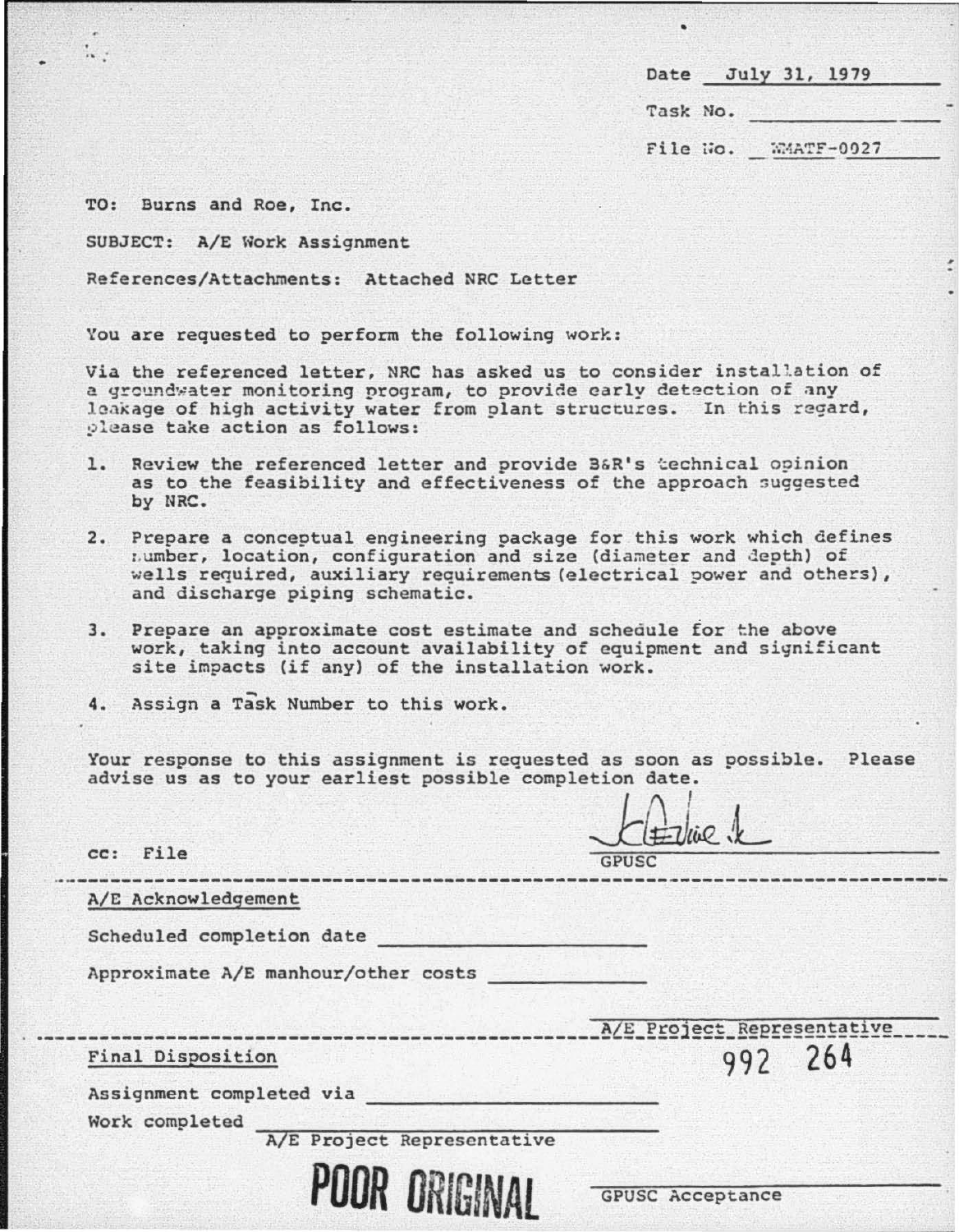Date July 31, 1979

Task No. \_\_\_\_\_\_\_\_\_\_

File No. WMATF-0927

TO: Burns and Roe, Inc.

SUBJECT: A/E Work Assignment

References/Attachments: Attached NRC Letter

You are requested to perform the following work:

Via the referenced letter, NRC has asked us to consider installation of a groundwater monitoring program, to provide early detection of any leakage of high activity water from plant structures. In this regard, please take action as follows:

1. Review the referenced letter and provide B&R's technical opinion as to the feasibility and effectiveness of the approach suggested by NRC.
2. Prepare a conceptual engineering package for this work which defines number, location, configuration and size (diameter and depth) of wells required, auxiliary requirements (electrical power and others), and discharge piping schematic.
3. Prepare an approximate cost estimate and schedule for the above work, taking into account availability of equipment and significant site impacts (if any) of the installation work.
4. Assign a Task Number to this work.

Your response to this assignment is requested as soon as possible. Please advise us as to your earliest possible completion date.

cc: File

GPUSC

---

A/E Acknowledgement

Scheduled completion date \_\_\_\_\_\_\_\_\_\_

Approximate A/E manhour/other costs \_\_\_\_\_\_\_\_\_\_

A/E Project Representative

---

Final Disposition

992 264

Assignment completed via \_\_\_\_\_\_\_\_\_\_

Work completed \_\_\_\_\_\_\_\_\_\_

A/E Project Representative

POOR ORIGINAL

GPUSC Acceptance